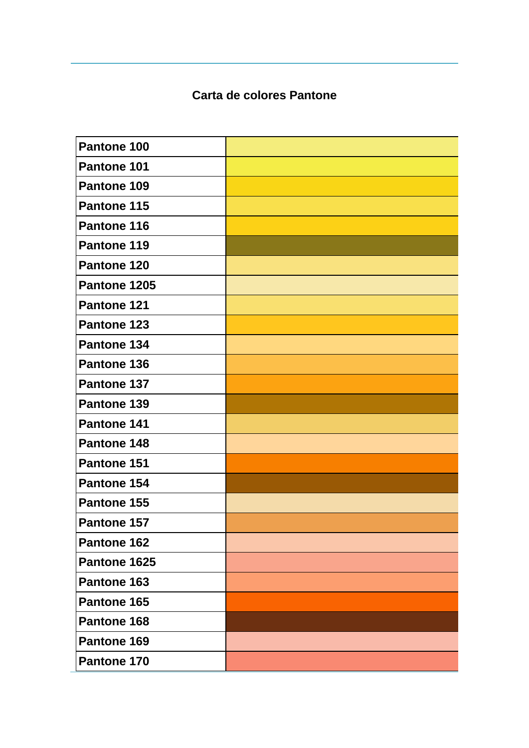## Carta de colores Pantone

| | |
|---|---|
| Pantone 100 | |
| Pantone 101 | |
| Pantone 109 | |
| Pantone 115 | |
| Pantone 116 | |
| Pantone 119 | |
| Pantone 120 | |
| Pantone 1205 | |
| Pantone 121 | |
| Pantone 123 | |
| Pantone 134 | |
| Pantone 136 | |
| Pantone 137 | |
| Pantone 139 | |
| Pantone 141 | |
| Pantone 148 | |
| Pantone 151 | |
| Pantone 154 | |
| Pantone 155 | |
| Pantone 157 | |
| Pantone 162 | |
| Pantone 1625 | |
| Pantone 163 | |
| Pantone 165 | |
| Pantone 168 | |
| Pantone 169 | |
| Pantone 170 | |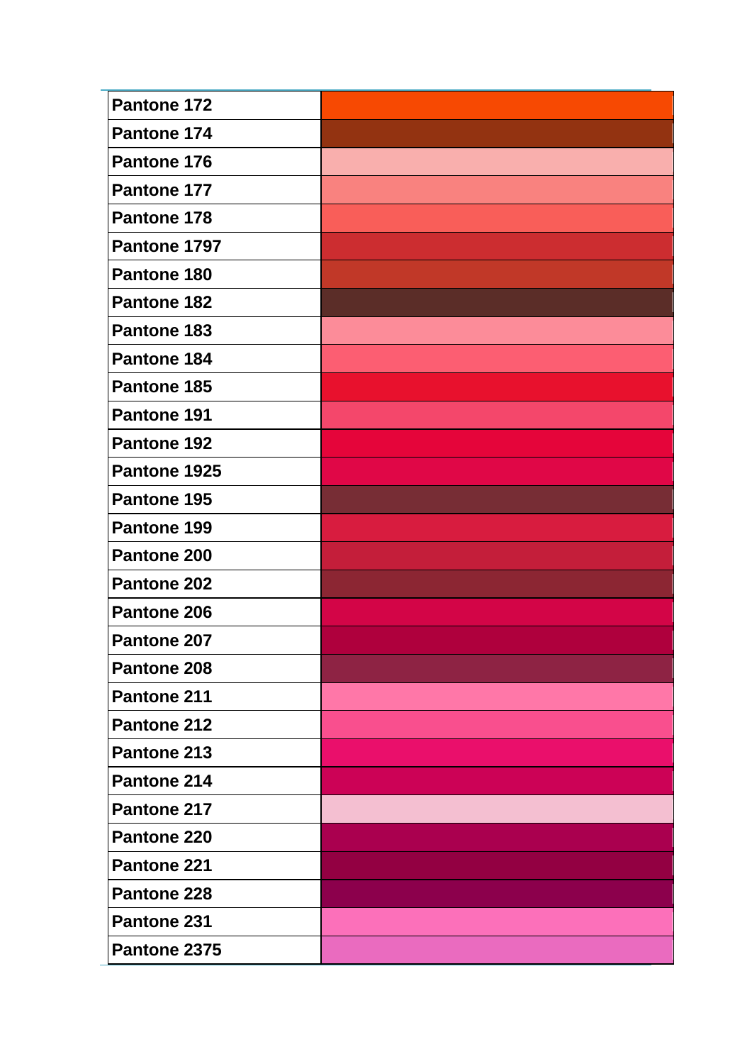| Pantone 172 | |
| --- | --- |
| Pantone 174 | |
| Pantone 176 | |
| Pantone 177 | |
| Pantone 178 | |
| Pantone 1797 | |
| Pantone 180 | |
| Pantone 182 | |
| Pantone 183 | |
| Pantone 184 | |
| Pantone 185 | |
| Pantone 191 | |
| Pantone 192 | |
| Pantone 1925 | |
| Pantone 195 | |
| Pantone 199 | |
| Pantone 200 | |
| Pantone 202 | |
| Pantone 206 | |
| Pantone 207 | |
| Pantone 208 | |
| Pantone 211 | |
| Pantone 212 | |
| Pantone 213 | |
| Pantone 214 | |
| Pantone 217 | |
| Pantone 220 | |
| Pantone 221 | |
| Pantone 228 | |
| Pantone 231 | |
| Pantone 2375 | |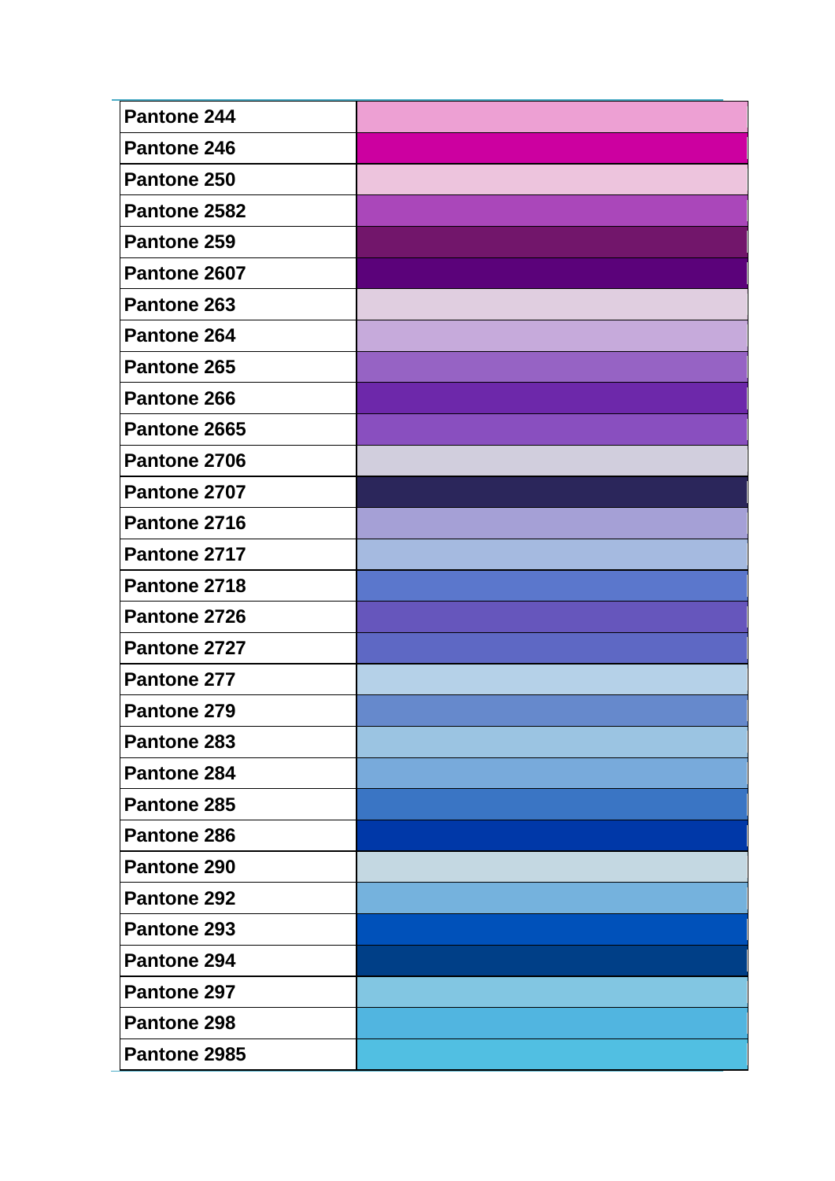| Pantone 244 | |
|---|---|
| Pantone 246 | |
| Pantone 250 | |
| Pantone 2582 | |
| Pantone 259 | |
| Pantone 2607 | |
| Pantone 263 | |
| Pantone 264 | |
| Pantone 265 | |
| Pantone 266 | |
| Pantone 2665 | |
| Pantone 2706 | |
| Pantone 2707 | |
| Pantone 2716 | |
| Pantone 2717 | |
| Pantone 2718 | |
| Pantone 2726 | |
| Pantone 2727 | |
| Pantone 277 | |
| Pantone 279 | |
| Pantone 283 | |
| Pantone 284 | |
| Pantone 285 | |
| Pantone 286 | |
| Pantone 290 | |
| Pantone 292 | |
| Pantone 293 | |
| Pantone 294 | |
| Pantone 297 | |
| Pantone 298 | |
| Pantone 2985 | |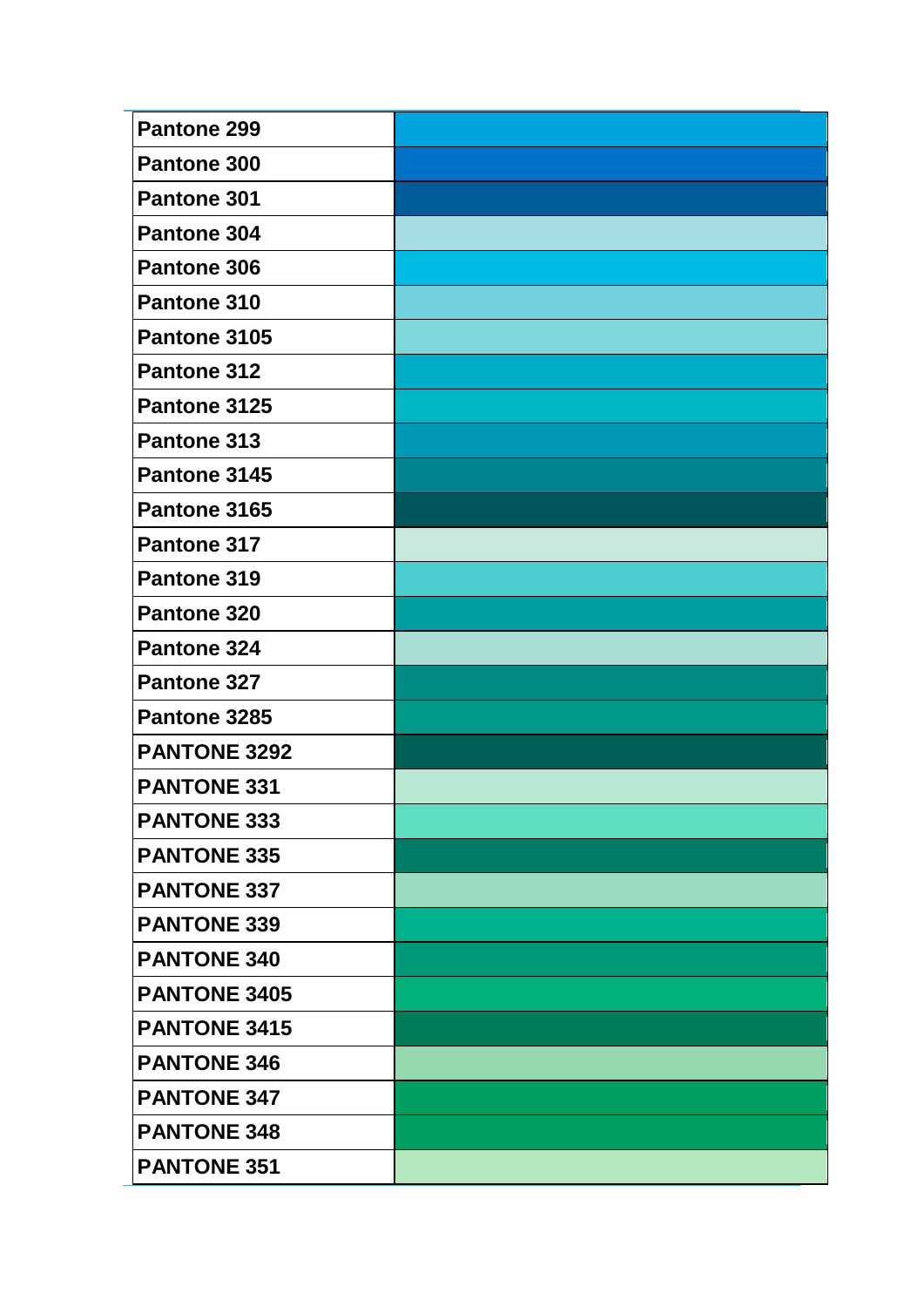| Pantone 299 | |
|---|---|
| Pantone 300 | |
| Pantone 301 | |
| Pantone 304 | |
| Pantone 306 | |
| Pantone 310 | |
| Pantone 3105 | |
| Pantone 312 | |
| Pantone 3125 | |
| Pantone 313 | |
| Pantone 3145 | |
| Pantone 3165 | |
| Pantone 317 | |
| Pantone 319 | |
| Pantone 320 | |
| Pantone 324 | |
| Pantone 327 | |
| Pantone 3285 | |
| PANTONE 3292 | |
| PANTONE 331 | |
| PANTONE 333 | |
| PANTONE 335 | |
| PANTONE 337 | |
| PANTONE 339 | |
| PANTONE 340 | |
| PANTONE 3405 | |
| PANTONE 3415 | |
| PANTONE 346 | |
| PANTONE 347 | |
| PANTONE 348 | |
| PANTONE 351 | |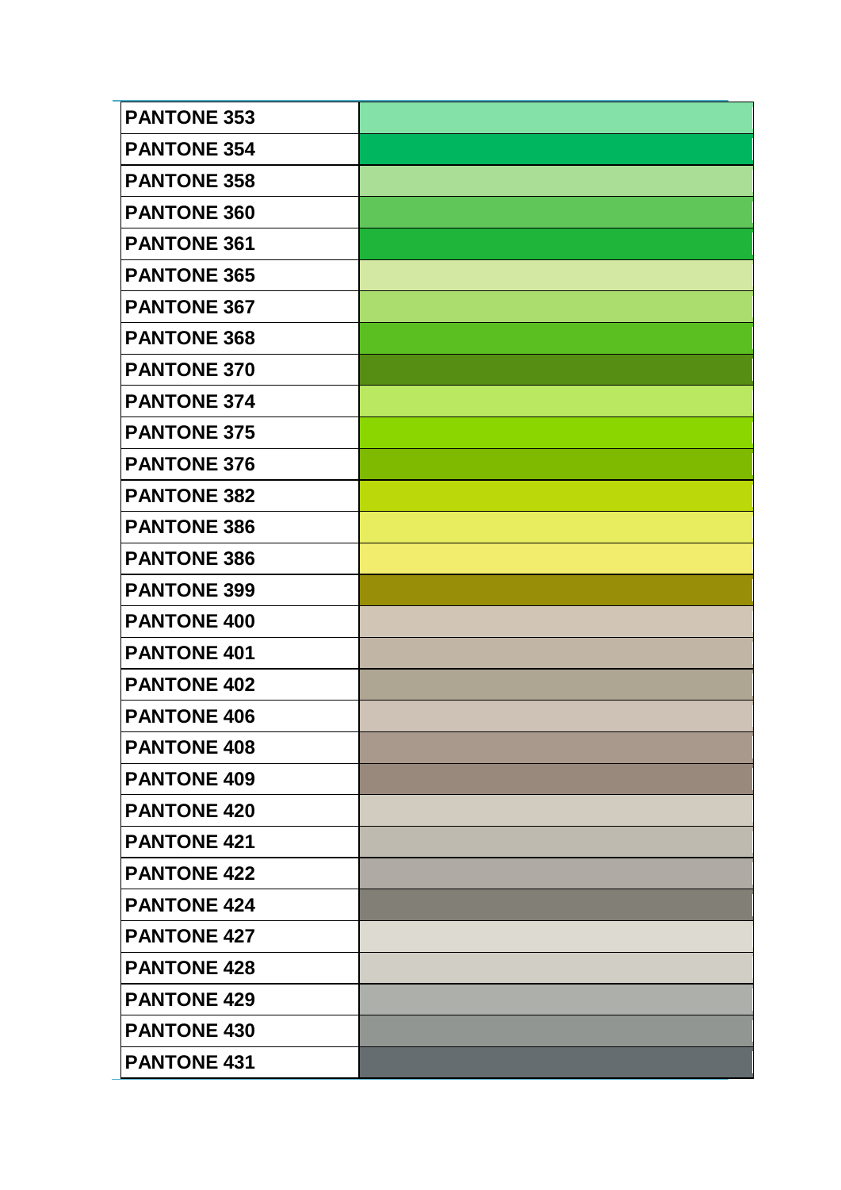| PANTONE 353 | |
|---|---|
| PANTONE 354 | |
| PANTONE 358 | |
| PANTONE 360 | |
| PANTONE 361 | |
| PANTONE 365 | |
| PANTONE 367 | |
| PANTONE 368 | |
| PANTONE 370 | |
| PANTONE 374 | |
| PANTONE 375 | |
| PANTONE 376 | |
| PANTONE 382 | |
| PANTONE 386 | |
| PANTONE 386 | |
| PANTONE 399 | |
| PANTONE 400 | |
| PANTONE 401 | |
| PANTONE 402 | |
| PANTONE 406 | |
| PANTONE 408 | |
| PANTONE 409 | |
| PANTONE 420 | |
| PANTONE 421 | |
| PANTONE 422 | |
| PANTONE 424 | |
| PANTONE 427 | |
| PANTONE 428 | |
| PANTONE 429 | |
| PANTONE 430 | |
| PANTONE 431 | |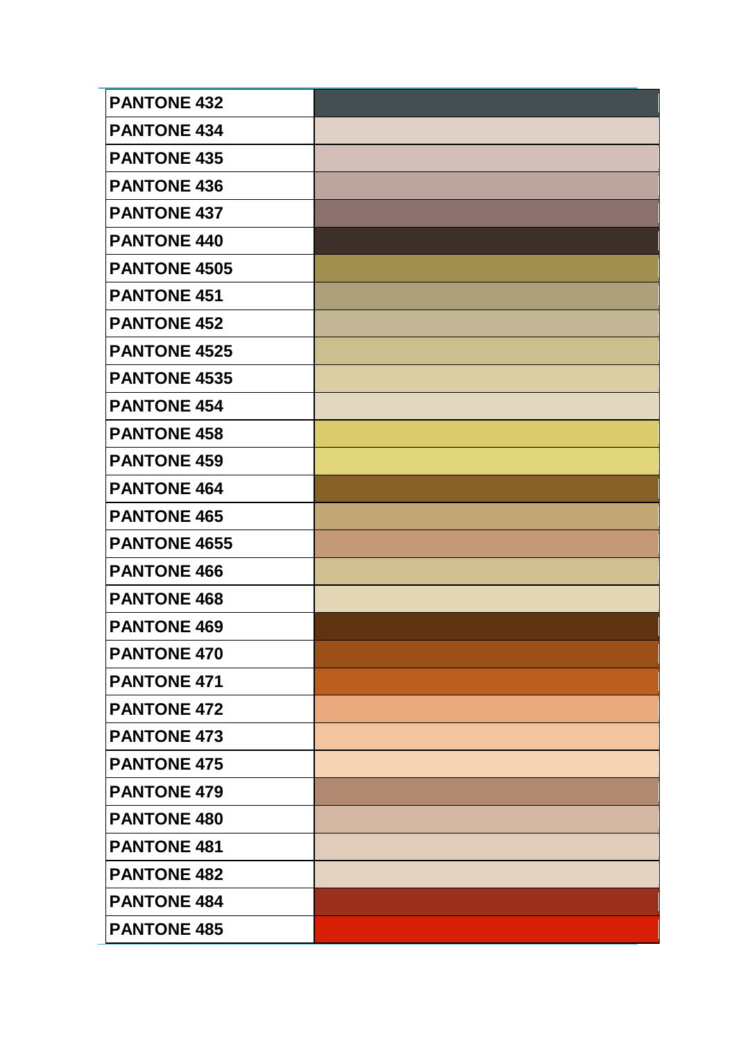| PANTONE 432 | |
|---|---|
| PANTONE 434 | |
| PANTONE 435 | |
| PANTONE 436 | |
| PANTONE 437 | |
| PANTONE 440 | |
| PANTONE 4505 | |
| PANTONE 451 | |
| PANTONE 452 | |
| PANTONE 4525 | |
| PANTONE 4535 | |
| PANTONE 454 | |
| PANTONE 458 | |
| PANTONE 459 | |
| PANTONE 464 | |
| PANTONE 465 | |
| PANTONE 4655 | |
| PANTONE 466 | |
| PANTONE 468 | |
| PANTONE 469 | |
| PANTONE 470 | |
| PANTONE 471 | |
| PANTONE 472 | |
| PANTONE 473 | |
| PANTONE 475 | |
| PANTONE 479 | |
| PANTONE 480 | |
| PANTONE 481 | |
| PANTONE 482 | |
| PANTONE 484 | |
| PANTONE 485 | |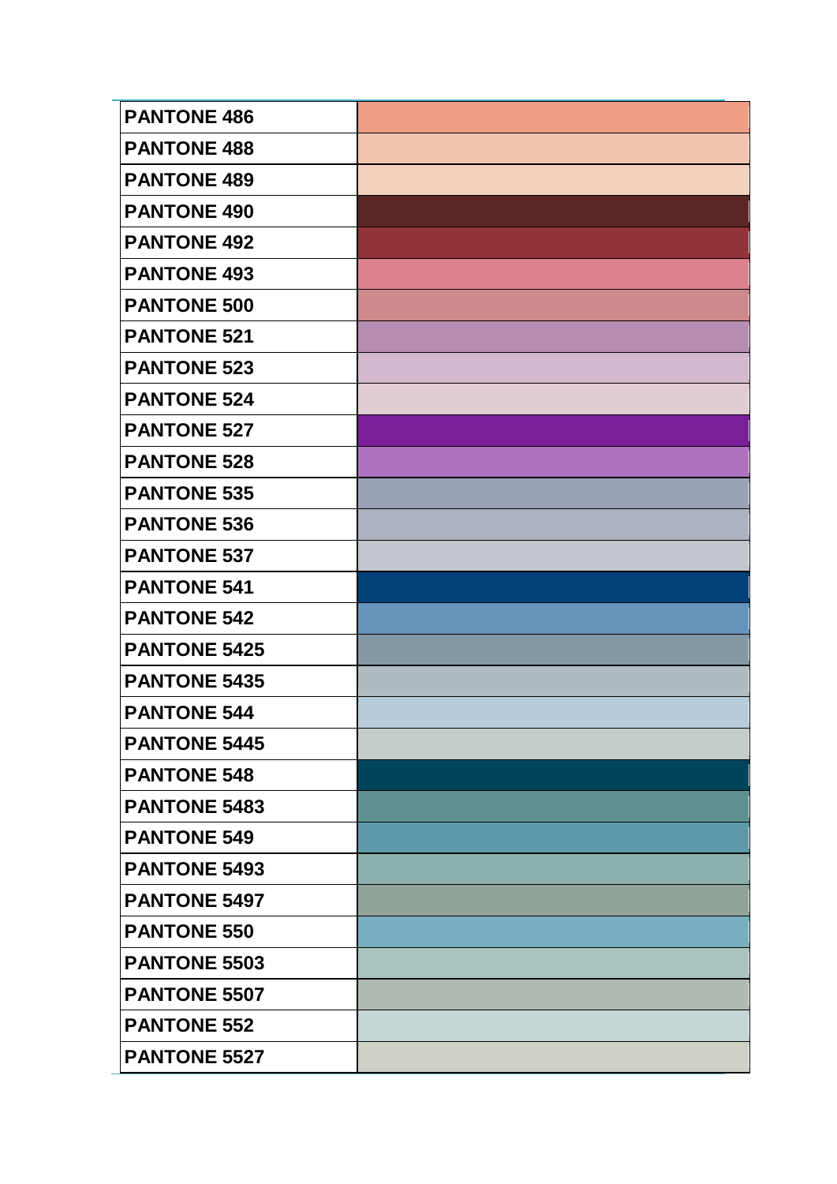| PANTONE 486 | |
|---|---|
| PANTONE 488 | |
| PANTONE 489 | |
| PANTONE 490 | |
| PANTONE 492 | |
| PANTONE 493 | |
| PANTONE 500 | |
| PANTONE 521 | |
| PANTONE 523 | |
| PANTONE 524 | |
| PANTONE 527 | |
| PANTONE 528 | |
| PANTONE 535 | |
| PANTONE 536 | |
| PANTONE 537 | |
| PANTONE 541 | |
| PANTONE 542 | |
| PANTONE 5425 | |
| PANTONE 5435 | |
| PANTONE 544 | |
| PANTONE 5445 | |
| PANTONE 548 | |
| PANTONE 5483 | |
| PANTONE 549 | |
| PANTONE 5493 | |
| PANTONE 5497 | |
| PANTONE 550 | |
| PANTONE 5503 | |
| PANTONE 5507 | |
| PANTONE 552 | |
| PANTONE 5527 | |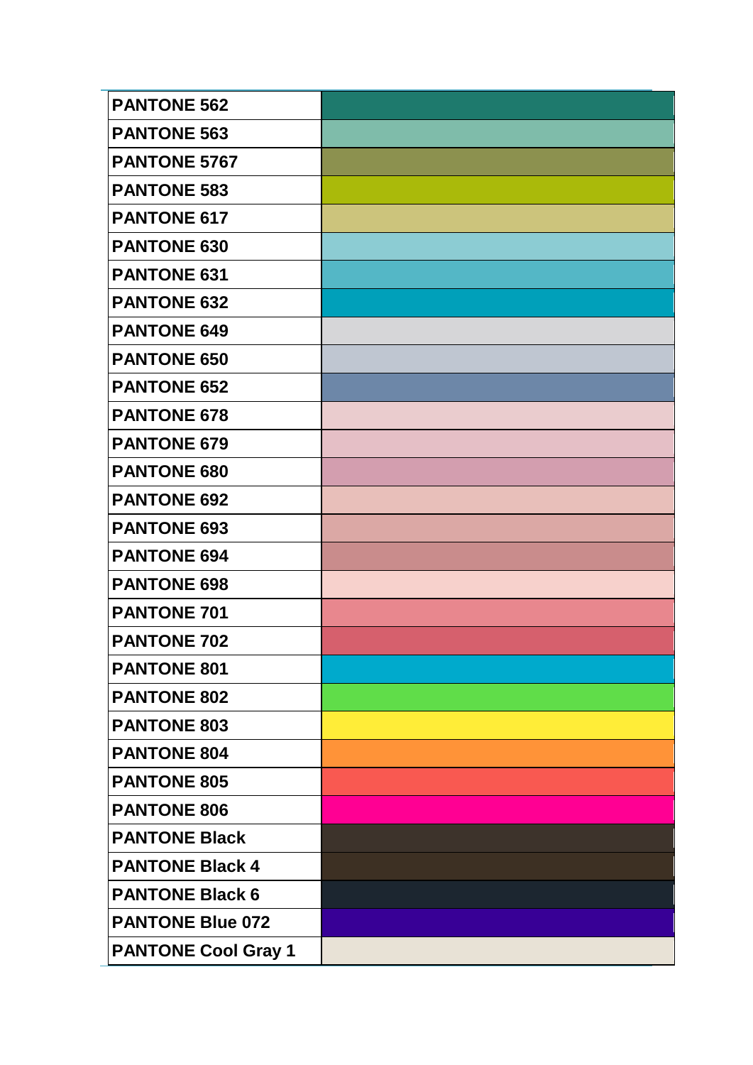| | |
|---|---|
| PANTONE 562 | |
| PANTONE 563 | |
| PANTONE 5767 | |
| PANTONE 583 | |
| PANTONE 617 | |
| PANTONE 630 | |
| PANTONE 631 | |
| PANTONE 632 | |
| PANTONE 649 | |
| PANTONE 650 | |
| PANTONE 652 | |
| PANTONE 678 | |
| PANTONE 679 | |
| PANTONE 680 | |
| PANTONE 692 | |
| PANTONE 693 | |
| PANTONE 694 | |
| PANTONE 698 | |
| PANTONE 701 | |
| PANTONE 702 | |
| PANTONE 801 | |
| PANTONE 802 | |
| PANTONE 803 | |
| PANTONE 804 | |
| PANTONE 805 | |
| PANTONE 806 | |
| PANTONE Black | |
| PANTONE Black 4 | |
| PANTONE Black 6 | |
| PANTONE Blue 072 | |
| PANTONE Cool Gray 1 | |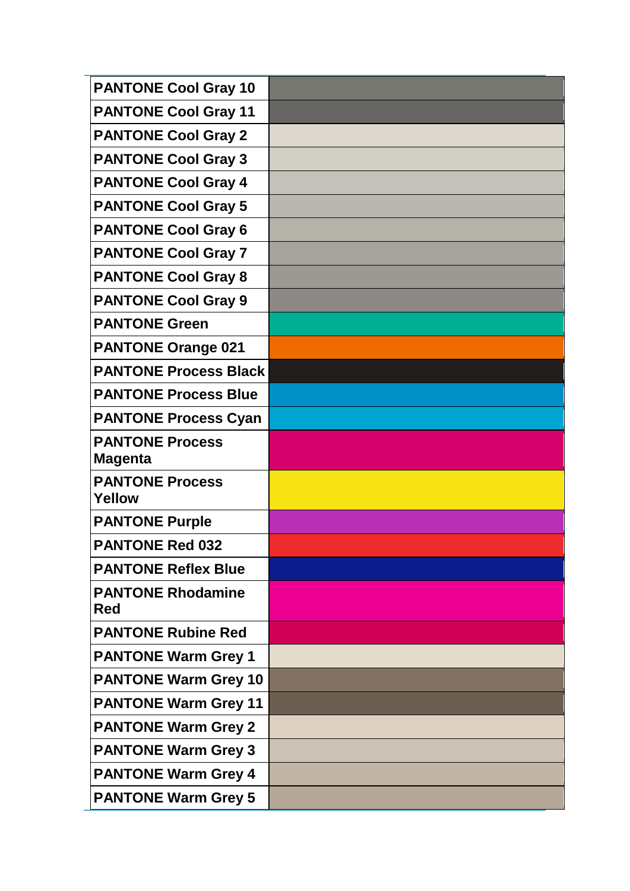| PANTONE Cool Gray 10 | |
| --- | --- |
| PANTONE Cool Gray 11 | |
| PANTONE Cool Gray 2 | |
| PANTONE Cool Gray 3 | |
| PANTONE Cool Gray 4 | |
| PANTONE Cool Gray 5 | |
| PANTONE Cool Gray 6 | |
| PANTONE Cool Gray 7 | |
| PANTONE Cool Gray 8 | |
| PANTONE Cool Gray 9 | |
| PANTONE Green | |
| PANTONE Orange 021 | |
| PANTONE Process Black | |
| PANTONE Process Blue | |
| PANTONE Process Cyan | |
| PANTONE Process Magenta | |
| PANTONE Process Yellow | |
| PANTONE Purple | |
| PANTONE Red 032 | |
| PANTONE Reflex Blue | |
| PANTONE Rhodamine Red | |
| PANTONE Rubine Red | |
| PANTONE Warm Grey 1 | |
| PANTONE Warm Grey 10 | |
| PANTONE Warm Grey 11 | |
| PANTONE Warm Grey 2 | |
| PANTONE Warm Grey 3 | |
| PANTONE Warm Grey 4 | |
| PANTONE Warm Grey 5 | |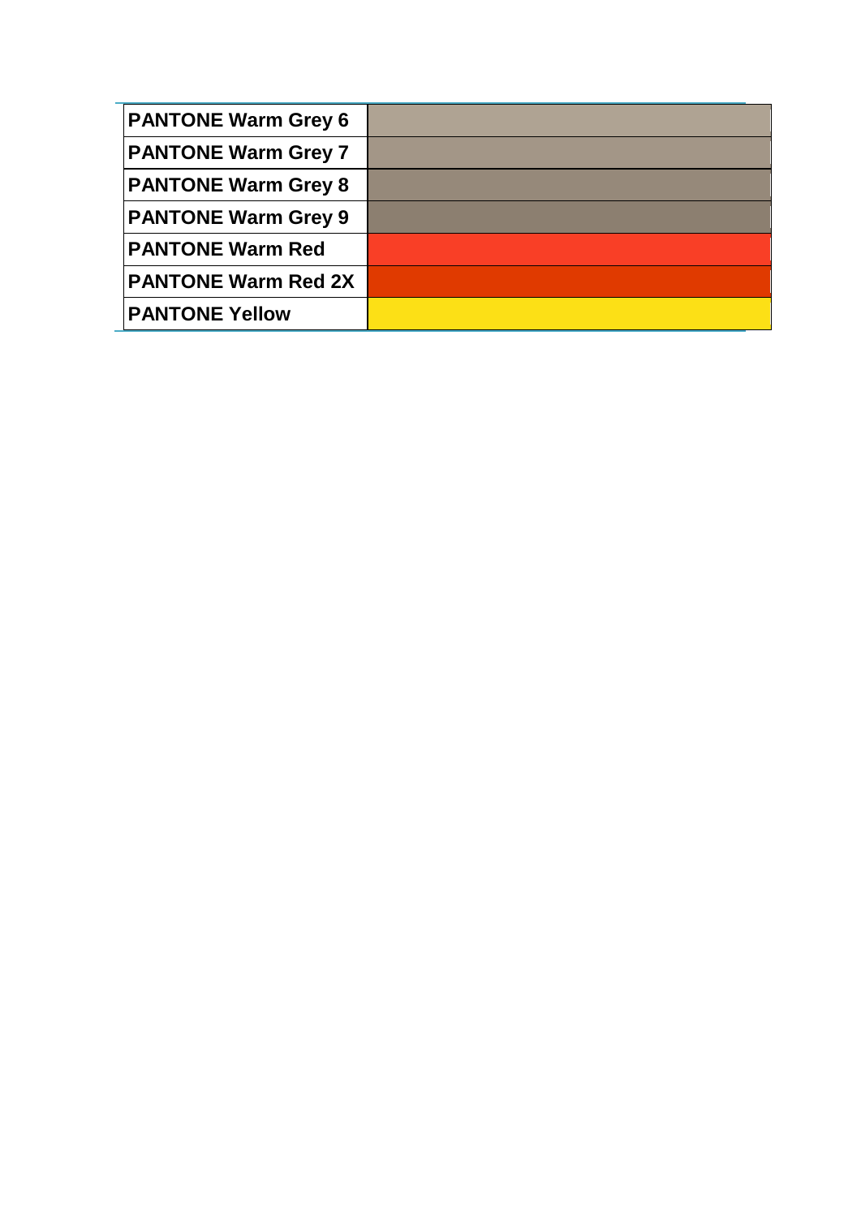| | |
|---|---|
| **PANTONE Warm Grey 6** | |
| **PANTONE Warm Grey 7** | |
| **PANTONE Warm Grey 8** | |
| **PANTONE Warm Grey 9** | |
| **PANTONE Warm Red** | |
| **PANTONE Warm Red 2X** | |
| **PANTONE Yellow** | |